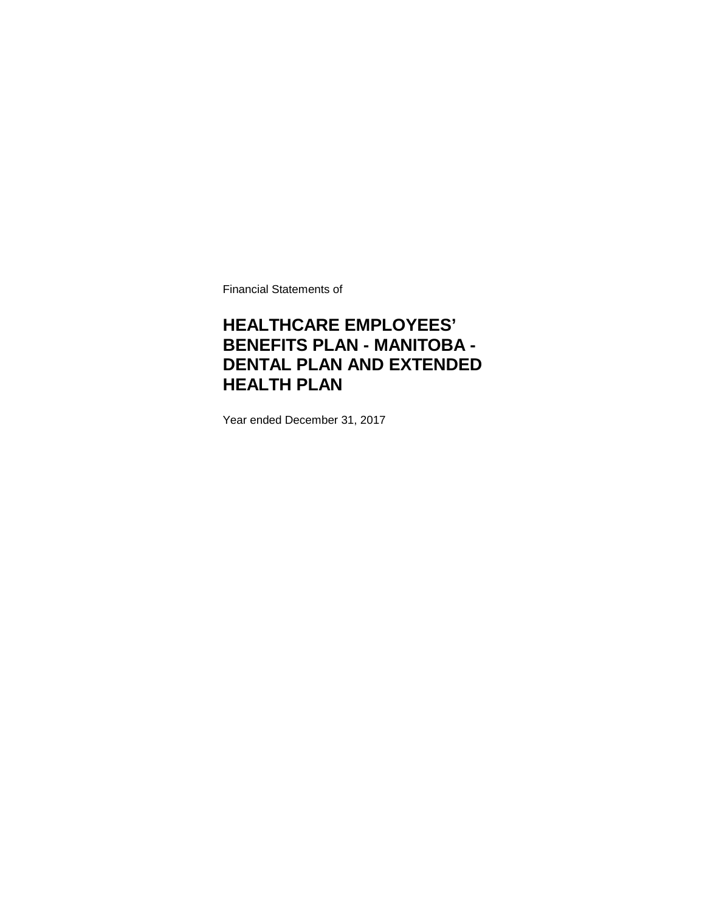Financial Statements of

# HEALTHCARE EMPLOYEES' BENEFITS PLAN - MANITOBA - DENTAL PLAN AND EXTENDED HEALTH PLAN

Year ended December 31, 2017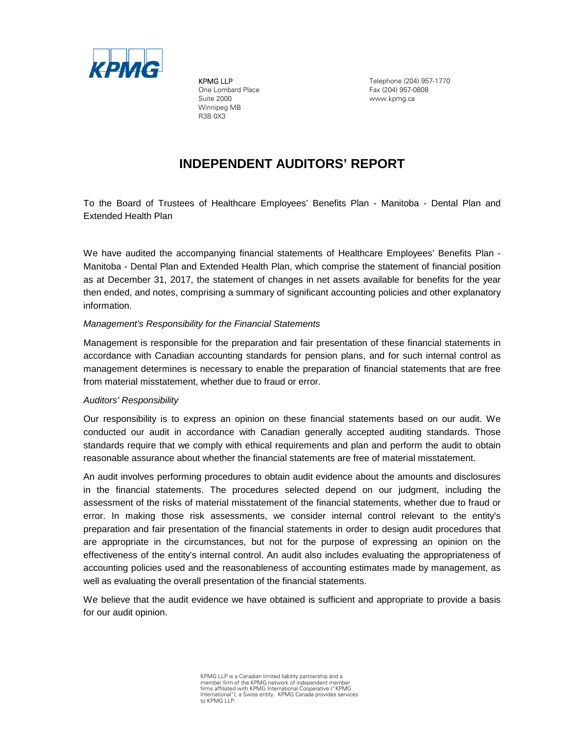KPMG LLP
One Lombard Place
Suite 2000
Winnipeg MB
R3B 0X3

Telephone (204) 957-1770
Fax (204) 957-0808
www.kpmg.ca

# INDEPENDENT AUDITORS' REPORT

To the Board of Trustees of Healthcare Employees' Benefits Plan - Manitoba - Dental Plan and Extended Health Plan

We have audited the accompanying financial statements of Healthcare Employees' Benefits Plan - Manitoba - Dental Plan and Extended Health Plan, which comprise the statement of financial position as at December 31, 2017, the statement of changes in net assets available for benefits for the year then ended, and notes, comprising a summary of significant accounting policies and other explanatory information.

*Management's Responsibility for the Financial Statements*

Management is responsible for the preparation and fair presentation of these financial statements in accordance with Canadian accounting standards for pension plans, and for such internal control as management determines is necessary to enable the preparation of financial statements that are free from material misstatement, whether due to fraud or error.

*Auditors' Responsibility*

Our responsibility is to express an opinion on these financial statements based on our audit. We conducted our audit in accordance with Canadian generally accepted auditing standards. Those standards require that we comply with ethical requirements and plan and perform the audit to obtain reasonable assurance about whether the financial statements are free of material misstatement.

An audit involves performing procedures to obtain audit evidence about the amounts and disclosures in the financial statements. The procedures selected depend on our judgment, including the assessment of the risks of material misstatement of the financial statements, whether due to fraud or error. In making those risk assessments, we consider internal control relevant to the entity's preparation and fair presentation of the financial statements in order to design audit procedures that are appropriate in the circumstances, but not for the purpose of expressing an opinion on the effectiveness of the entity's internal control. An audit also includes evaluating the appropriateness of accounting policies used and the reasonableness of accounting estimates made by management, as well as evaluating the overall presentation of the financial statements.

We believe that the audit evidence we have obtained is sufficient and appropriate to provide a basis for our audit opinion.

KPMG LLP is a Canadian limited liability partnership and a member firm of the KPMG network of independent member firms affiliated with KPMG International Cooperative ("KPMG International"), a Swiss entity. KPMG Canada provides services to KPMG LLP.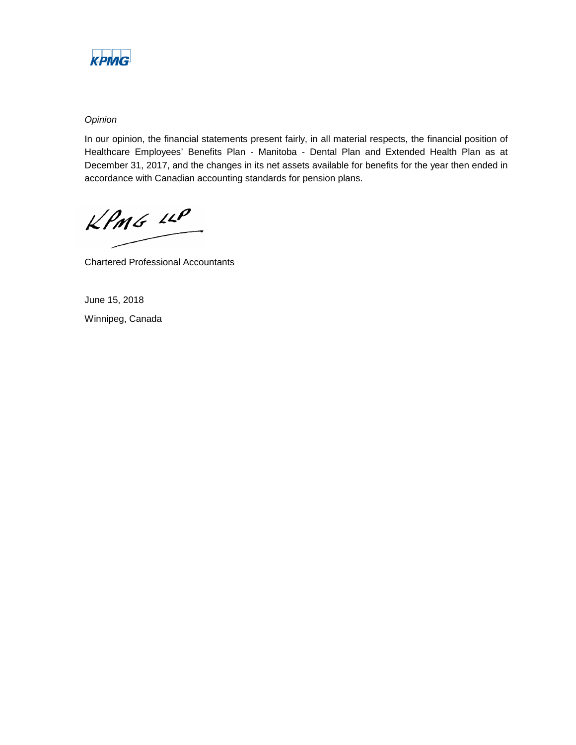*Opinion*

In our opinion, the financial statements present fairly, in all material respects, the financial position of Healthcare Employees' Benefits Plan - Manitoba - Dental Plan and Extended Health Plan as at December 31, 2017, and the changes in its net assets available for benefits for the year then ended in accordance with Canadian accounting standards for pension plans.

KPMG LLP

Chartered Professional Accountants

June 15, 2018

Winnipeg, Canada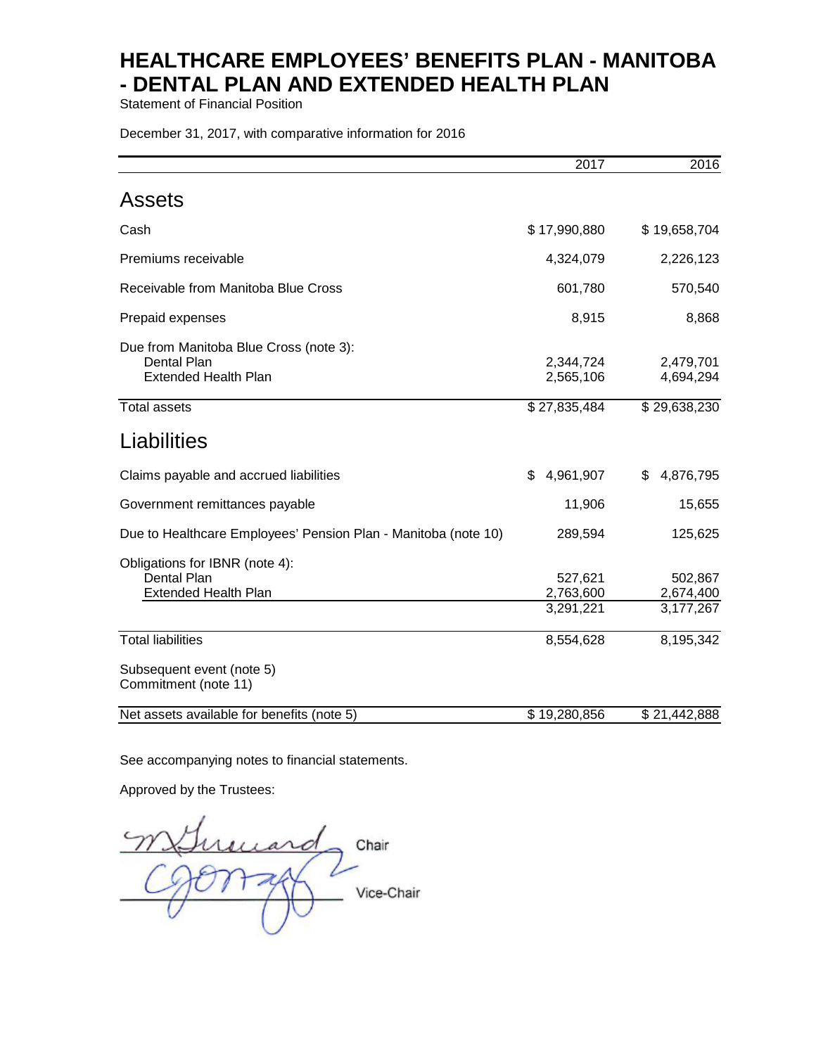# HEALTHCARE EMPLOYEES' BENEFITS PLAN - MANITOBA - DENTAL PLAN AND EXTENDED HEALTH PLAN

Statement of Financial Position

December 31, 2017, with comparative information for 2016

| | 2017 | 2016 |
|---|---|---|
| **Assets** | | |
| Cash | $ 17,990,880 | $ 19,658,704 |
| Premiums receivable | 4,324,079 | 2,226,123 |
| Receivable from Manitoba Blue Cross | 601,780 | 570,540 |
| Prepaid expenses | 8,915 | 8,868 |
| Due from Manitoba Blue Cross (note 3): | | |
| Dental Plan | 2,344,724 | 2,479,701 |
| Extended Health Plan | 2,565,106 | 4,694,294 |
| Total assets | $ 27,835,484 | $ 29,638,230 |
| **Liabilities** | | |
| Claims payable and accrued liabilities | $ 4,961,907 | $ 4,876,795 |
| Government remittances payable | 11,906 | 15,655 |
| Due to Healthcare Employees' Pension Plan - Manitoba (note 10) | 289,594 | 125,625 |
| Obligations for IBNR (note 4): | | |
| Dental Plan | 527,621 | 502,867 |
| Extended Health Plan | 2,763,600 | 2,674,400 |
| | 3,291,221 | 3,177,267 |
| Total liabilities | 8,554,628 | 8,195,342 |
| Subsequent event (note 5) | | |
| Commitment (note 11) | | |
| Net assets available for benefits (note 5) | $ 19,280,856 | $ 21,442,888 |

See accompanying notes to financial statements.

Approved by the Trustees:

_________________ Chair

_________________ Vice-Chair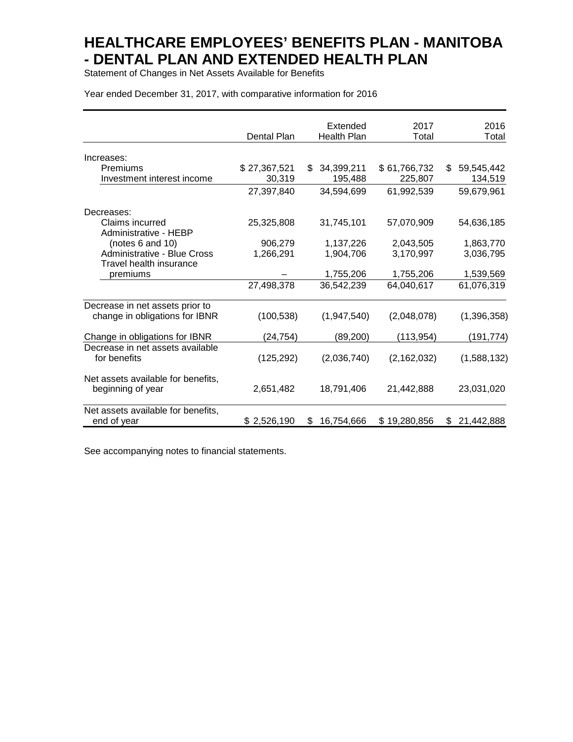# HEALTHCARE EMPLOYEES' BENEFITS PLAN - MANITOBA - DENTAL PLAN AND EXTENDED HEALTH PLAN

Statement of Changes in Net Assets Available for Benefits

Year ended December 31, 2017, with comparative information for 2016

| | Dental Plan | Extended Health Plan | 2017 Total | 2016 Total |
|---|---|---|---|---|
| Increases: | | | | |
| Premiums | $ 27,367,521 | $ 34,399,211 | $ 61,766,732 | $ 59,545,442 |
| Investment interest income | 30,319 | 195,488 | 225,807 | 134,519 |
| | 27,397,840 | 34,594,699 | 61,992,539 | 59,679,961 |
| Decreases: | | | | |
| Claims incurred | 25,325,808 | 31,745,101 | 57,070,909 | 54,636,185 |
| Administrative - HEBP (notes 6 and 10) | 906,279 | 1,137,226 | 2,043,505 | 1,863,770 |
| Administrative - Blue Cross | 1,266,291 | 1,904,706 | 3,170,997 | 3,036,795 |
| Travel health insurance premiums | – | 1,755,206 | 1,755,206 | 1,539,569 |
| | 27,498,378 | 36,542,239 | 64,040,617 | 61,076,319 |
| Decrease in net assets prior to change in obligations for IBNR | (100,538) | (1,947,540) | (2,048,078) | (1,396,358) |
| Change in obligations for IBNR | (24,754) | (89,200) | (113,954) | (191,774) |
| Decrease in net assets available for benefits | (125,292) | (2,036,740) | (2,162,032) | (1,588,132) |
| Net assets available for benefits, beginning of year | 2,651,482 | 18,791,406 | 21,442,888 | 23,031,020 |
| Net assets available for benefits, end of year | $ 2,526,190 | $ 16,754,666 | $ 19,280,856 | $ 21,442,888 |

See accompanying notes to financial statements.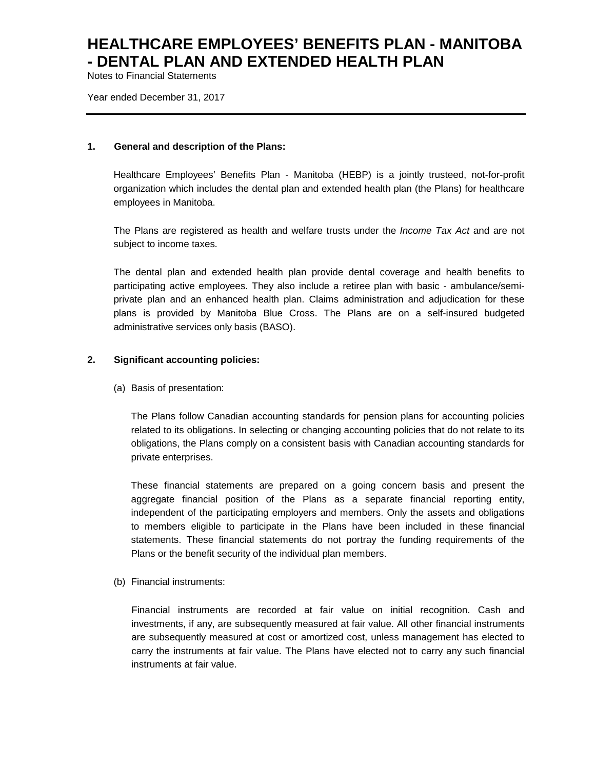# HEALTHCARE EMPLOYEES' BENEFITS PLAN - MANITOBA - DENTAL PLAN AND EXTENDED HEALTH PLAN

Notes to Financial Statements

Year ended December 31, 2017

---

## 1. General and description of the Plans:

Healthcare Employees' Benefits Plan - Manitoba (HEBP) is a jointly trusteed, not-for-profit organization which includes the dental plan and extended health plan (the Plans) for healthcare employees in Manitoba.

The Plans are registered as health and welfare trusts under the *Income Tax Act* and are not subject to income taxes.

The dental plan and extended health plan provide dental coverage and health benefits to participating active employees. They also include a retiree plan with basic - ambulance/semi-private plan and an enhanced health plan. Claims administration and adjudication for these plans is provided by Manitoba Blue Cross. The Plans are on a self-insured budgeted administrative services only basis (BASO).

## 2. Significant accounting policies:

(a) Basis of presentation:

The Plans follow Canadian accounting standards for pension plans for accounting policies related to its obligations. In selecting or changing accounting policies that do not relate to its obligations, the Plans comply on a consistent basis with Canadian accounting standards for private enterprises.

These financial statements are prepared on a going concern basis and present the aggregate financial position of the Plans as a separate financial reporting entity, independent of the participating employers and members. Only the assets and obligations to members eligible to participate in the Plans have been included in these financial statements. These financial statements do not portray the funding requirements of the Plans or the benefit security of the individual plan members.

(b) Financial instruments:

Financial instruments are recorded at fair value on initial recognition. Cash and investments, if any, are subsequently measured at fair value. All other financial instruments are subsequently measured at cost or amortized cost, unless management has elected to carry the instruments at fair value. The Plans have elected not to carry any such financial instruments at fair value.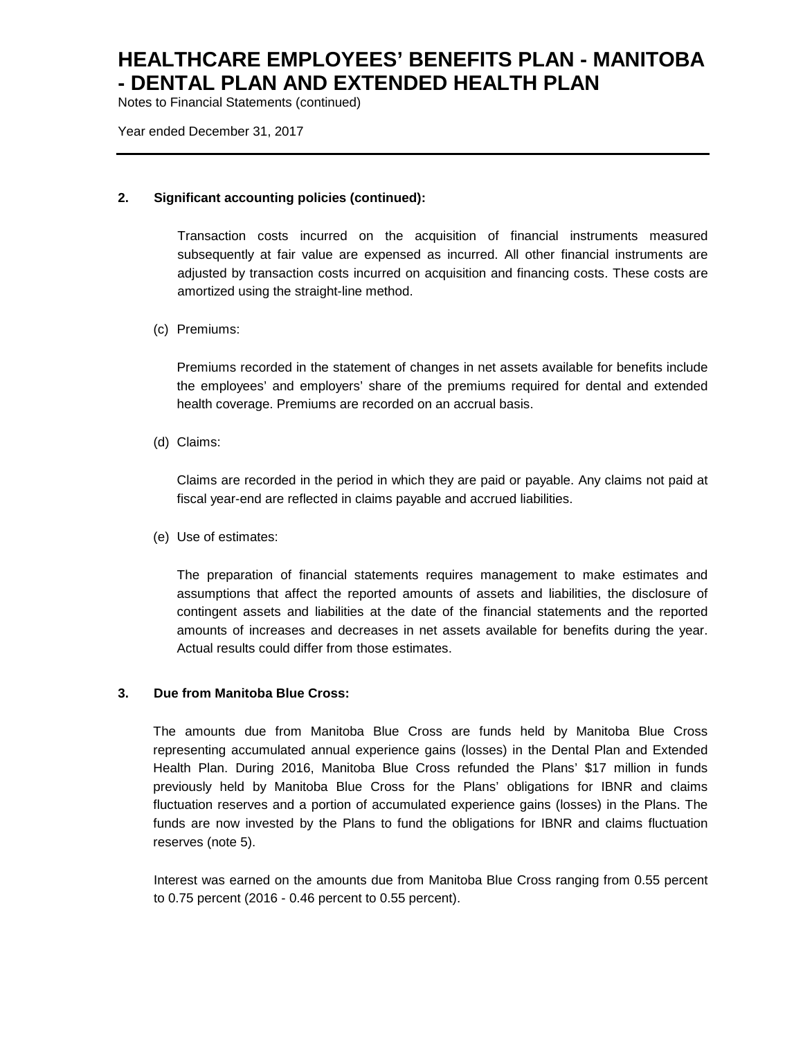## 2. Significant accounting policies (continued):

Transaction costs incurred on the acquisition of financial instruments measured subsequently at fair value are expensed as incurred. All other financial instruments are adjusted by transaction costs incurred on acquisition and financing costs. These costs are amortized using the straight-line method.

(c) Premiums:

Premiums recorded in the statement of changes in net assets available for benefits include the employees' and employers' share of the premiums required for dental and extended health coverage. Premiums are recorded on an accrual basis.

(d) Claims:

Claims are recorded in the period in which they are paid or payable. Any claims not paid at fiscal year-end are reflected in claims payable and accrued liabilities.

(e) Use of estimates:

The preparation of financial statements requires management to make estimates and assumptions that affect the reported amounts of assets and liabilities, the disclosure of contingent assets and liabilities at the date of the financial statements and the reported amounts of increases and decreases in net assets available for benefits during the year. Actual results could differ from those estimates.

## 3. Due from Manitoba Blue Cross:

The amounts due from Manitoba Blue Cross are funds held by Manitoba Blue Cross representing accumulated annual experience gains (losses) in the Dental Plan and Extended Health Plan. During 2016, Manitoba Blue Cross refunded the Plans' $17 million in funds previously held by Manitoba Blue Cross for the Plans' obligations for IBNR and claims fluctuation reserves and a portion of accumulated experience gains (losses) in the Plans. The funds are now invested by the Plans to fund the obligations for IBNR and claims fluctuation reserves (note 5).

Interest was earned on the amounts due from Manitoba Blue Cross ranging from 0.55 percent to 0.75 percent (2016 - 0.46 percent to 0.55 percent).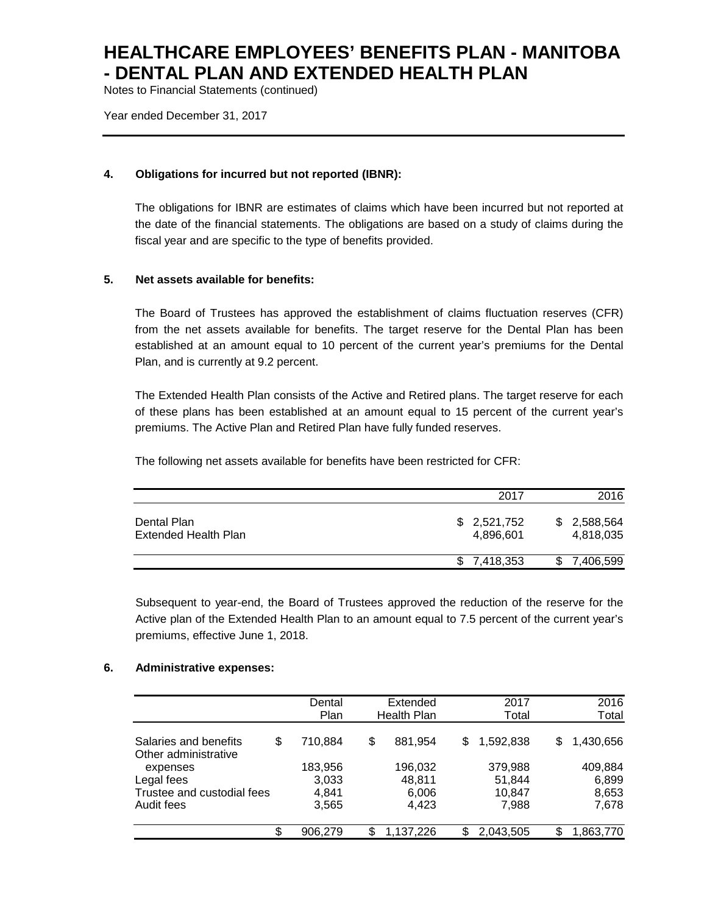# HEALTHCARE EMPLOYEES' BENEFITS PLAN - MANITOBA - DENTAL PLAN AND EXTENDED HEALTH PLAN

Notes to Financial Statements (continued)

Year ended December 31, 2017

## 4. Obligations for incurred but not reported (IBNR):

The obligations for IBNR are estimates of claims which have been incurred but not reported at the date of the financial statements. The obligations are based on a study of claims during the fiscal year and are specific to the type of benefits provided.

## 5. Net assets available for benefits:

The Board of Trustees has approved the establishment of claims fluctuation reserves (CFR) from the net assets available for benefits. The target reserve for the Dental Plan has been established at an amount equal to 10 percent of the current year's premiums for the Dental Plan, and is currently at 9.2 percent.

The Extended Health Plan consists of the Active and Retired plans. The target reserve for each of these plans has been established at an amount equal to 15 percent of the current year's premiums. The Active Plan and Retired Plan have fully funded reserves.

The following net assets available for benefits have been restricted for CFR:

| | 2017 | 2016 |
|---|---|---|
| Dental Plan | $ 2,521,752 | $ 2,588,564 |
| Extended Health Plan | 4,896,601 | 4,818,035 |
| | $ 7,418,353 | $ 7,406,599 |

Subsequent to year-end, the Board of Trustees approved the reduction of the reserve for the Active plan of the Extended Health Plan to an amount equal to 7.5 percent of the current year's premiums, effective June 1, 2018.

## 6. Administrative expenses:

| | Dental Plan | Extended Health Plan | 2017 Total | 2016 Total |
|---|---|---|---|---|
| Salaries and benefits | $ 710,884 | $ 881,954 | $ 1,592,838 | $ 1,430,656 |
| Other administrative expenses | 183,956 | 196,032 | 379,988 | 409,884 |
| Legal fees | 3,033 | 48,811 | 51,844 | 6,899 |
| Trustee and custodial fees | 4,841 | 6,006 | 10,847 | 8,653 |
| Audit fees | 3,565 | 4,423 | 7,988 | 7,678 |
| | $ 906,279 | $ 1,137,226 | $ 2,043,505 | $ 1,863,770 |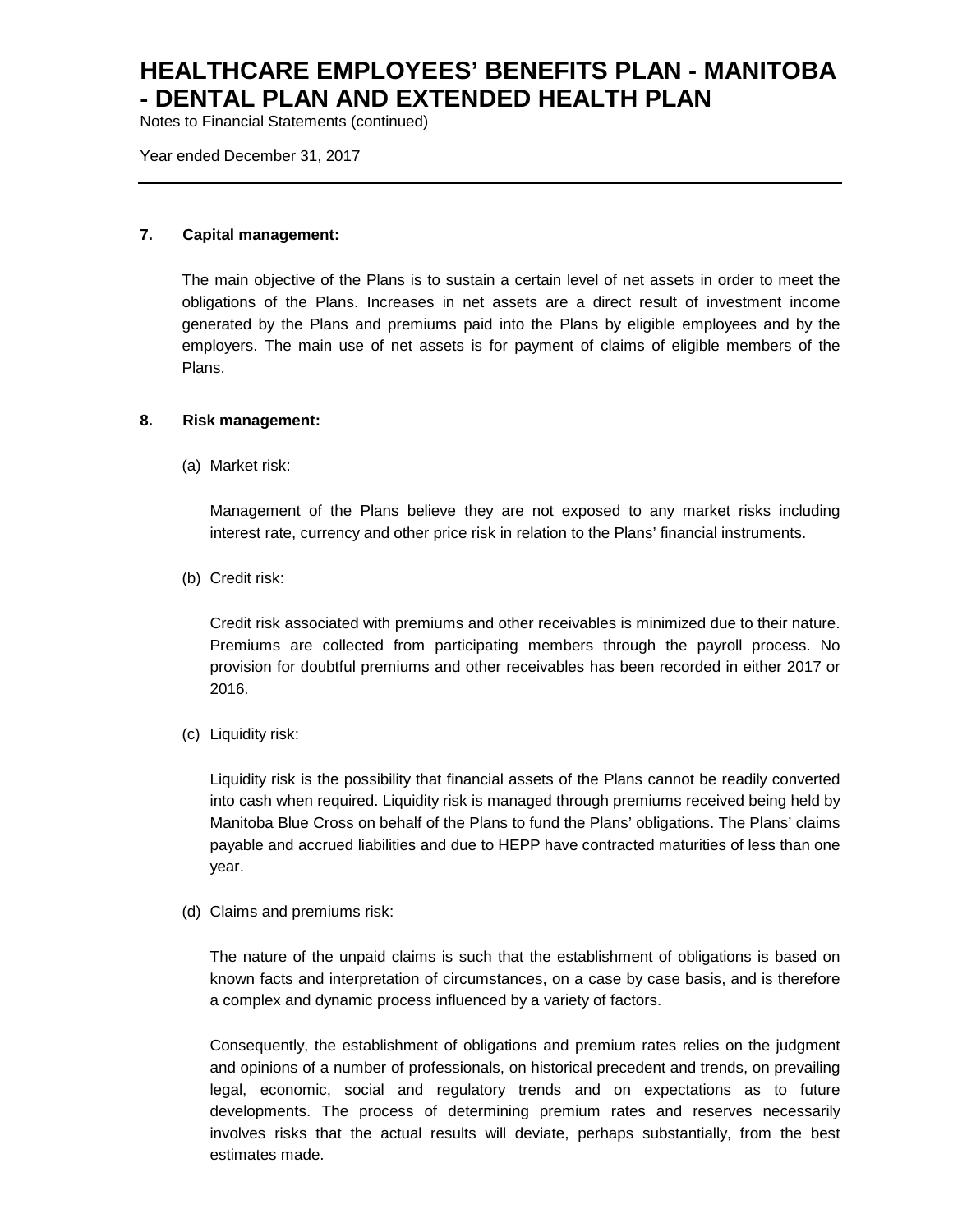### 7. Capital management:

The main objective of the Plans is to sustain a certain level of net assets in order to meet the obligations of the Plans. Increases in net assets are a direct result of investment income generated by the Plans and premiums paid into the Plans by eligible employees and by the employers. The main use of net assets is for payment of claims of eligible members of the Plans.

### 8. Risk management:

(a) Market risk:

Management of the Plans believe they are not exposed to any market risks including interest rate, currency and other price risk in relation to the Plans' financial instruments.

(b) Credit risk:

Credit risk associated with premiums and other receivables is minimized due to their nature. Premiums are collected from participating members through the payroll process. No provision for doubtful premiums and other receivables has been recorded in either 2017 or 2016.

(c) Liquidity risk:

Liquidity risk is the possibility that financial assets of the Plans cannot be readily converted into cash when required. Liquidity risk is managed through premiums received being held by Manitoba Blue Cross on behalf of the Plans to fund the Plans' obligations. The Plans' claims payable and accrued liabilities and due to HEPP have contracted maturities of less than one year.

(d) Claims and premiums risk:

The nature of the unpaid claims is such that the establishment of obligations is based on known facts and interpretation of circumstances, on a case by case basis, and is therefore a complex and dynamic process influenced by a variety of factors.

Consequently, the establishment of obligations and premium rates relies on the judgment and opinions of a number of professionals, on historical precedent and trends, on prevailing legal, economic, social and regulatory trends and on expectations as to future developments. The process of determining premium rates and reserves necessarily involves risks that the actual results will deviate, perhaps substantially, from the best estimates made.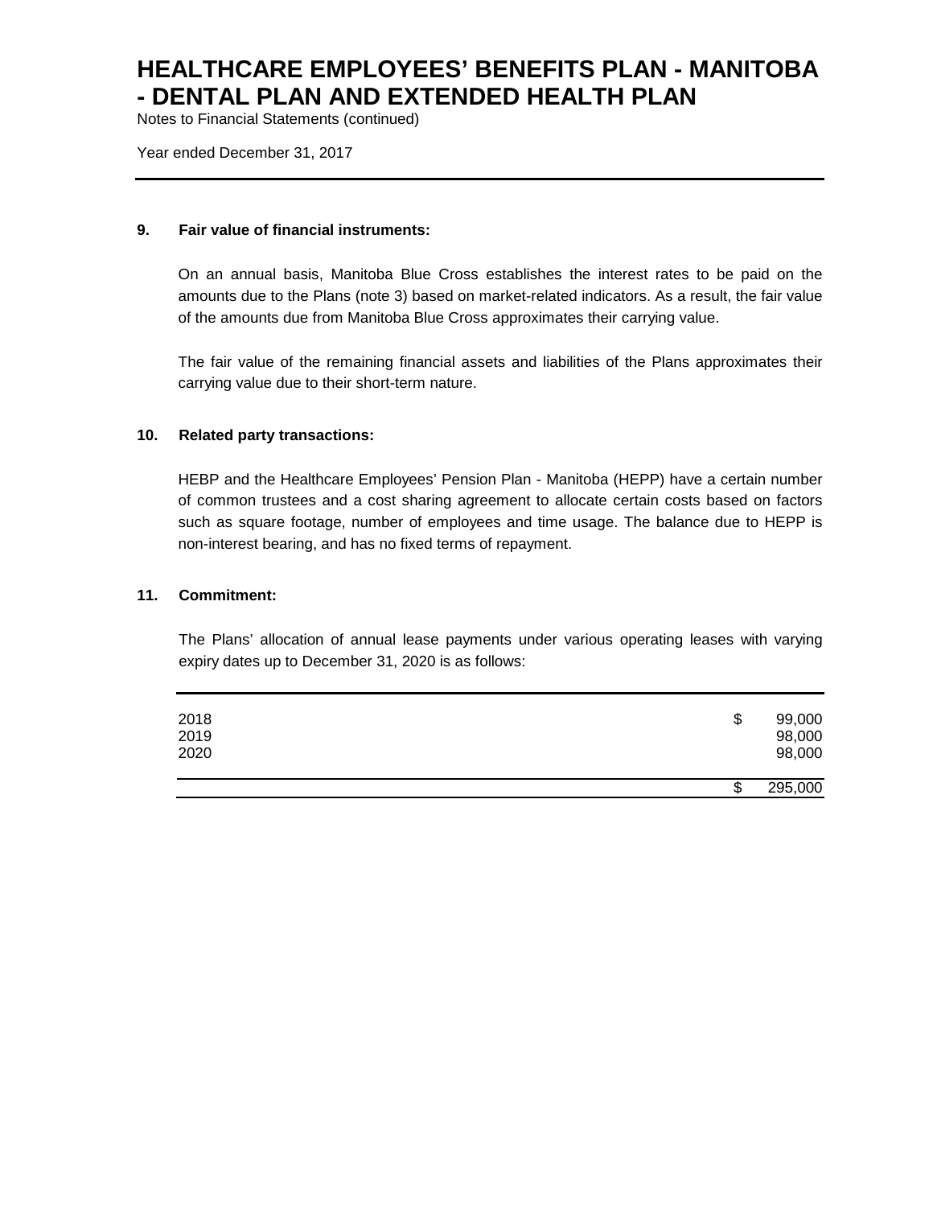# HEALTHCARE EMPLOYEES' BENEFITS PLAN - MANITOBA - DENTAL PLAN AND EXTENDED HEALTH PLAN

Notes to Financial Statements (continued)

Year ended December 31, 2017

**9. Fair value of financial instruments:**

On an annual basis, Manitoba Blue Cross establishes the interest rates to be paid on the amounts due to the Plans (note 3) based on market-related indicators. As a result, the fair value of the amounts due from Manitoba Blue Cross approximates their carrying value.

The fair value of the remaining financial assets and liabilities of the Plans approximates their carrying value due to their short-term nature.

**10. Related party transactions:**

HEBP and the Healthcare Employees' Pension Plan - Manitoba (HEPP) have a certain number of common trustees and a cost sharing agreement to allocate certain costs based on factors such as square footage, number of employees and time usage. The balance due to HEPP is non-interest bearing, and has no fixed terms of repayment.

**11. Commitment:**

The Plans' allocation of annual lease payments under various operating leases with varying expiry dates up to December 31, 2020 is as follows:

| | |
|---|---|
| 2018 | $ 99,000 |
| 2019 | 98,000 |
| 2020 | 98,000 |
| | $ 295,000 |